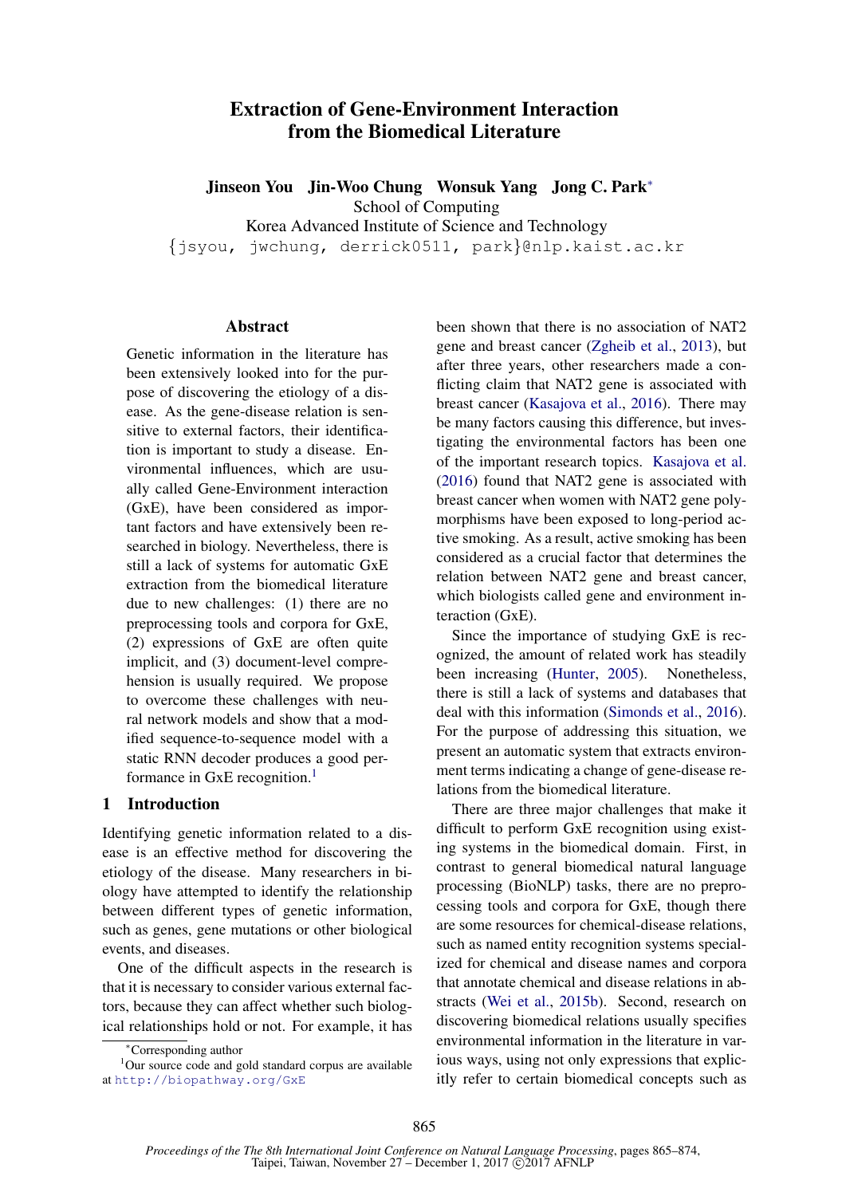# Extraction of Gene-Environment Interaction from the Biomedical Literature

**Jinseon You   Jin-Woo Chung   Wonsuk Yang   Jong C. Park***
School of Computing
Korea Advanced Institute of Science and Technology
{jsyou, jwchung, derrick0511, park}@nlp.kaist.ac.kr

## Abstract

Genetic information in the literature has been extensively looked into for the purpose of discovering the etiology of a disease. As the gene-disease relation is sensitive to external factors, their identification is important to study a disease. Environmental influences, which are usually called Gene-Environment interaction (GxE), have been considered as important factors and have extensively been researched in biology. Nevertheless, there is still a lack of systems for automatic GxE extraction from the biomedical literature due to new challenges: (1) there are no preprocessing tools and corpora for GxE, (2) expressions of GxE are often quite implicit, and (3) document-level comprehension is usually required. We propose to overcome these challenges with neural network models and show that a modified sequence-to-sequence model with a static RNN decoder produces a good performance in GxE recognition.[1]

## 1 Introduction

Identifying genetic information related to a disease is an effective method for discovering the etiology of the disease. Many researchers in biology have attempted to identify the relationship between different types of genetic information, such as genes, gene mutations or other biological events, and diseases.

One of the difficult aspects in the research is that it is necessary to consider various external factors, because they can affect whether such biological relationships hold or not. For example, it has been shown that there is no association of NAT2 gene and breast cancer (Zgheib et al., 2013), but after three years, other researchers made a conflicting claim that NAT2 gene is associated with breast cancer (Kasajova et al., 2016). There may be many factors causing this difference, but investigating the environmental factors has been one of the important research topics. Kasajova et al. (2016) found that NAT2 gene is associated with breast cancer when women with NAT2 gene polymorphisms have been exposed to long-period active smoking. As a result, active smoking has been considered as a crucial factor that determines the relation between NAT2 gene and breast cancer, which biologists called gene and environment interaction (GxE).

Since the importance of studying GxE is recognized, the amount of related work has steadily been increasing (Hunter, 2005). Nonetheless, there is still a lack of systems and databases that deal with this information (Simonds et al., 2016). For the purpose of addressing this situation, we present an automatic system that extracts environment terms indicating a change of gene-disease relations from the biomedical literature.

There are three major challenges that make it difficult to perform GxE recognition using existing systems in the biomedical domain. First, in contrast to general biomedical natural language processing (BioNLP) tasks, there are no preprocessing tools and corpora for GxE, though there are some resources for chemical-disease relations, such as named entity recognition systems specialized for chemical and disease names and corpora that annotate chemical and disease relations in abstracts (Wei et al., 2015b). Second, research on discovering biomedical relations usually specifies environmental information in the literature in various ways, using not only expressions that explicitly refer to certain biomedical concepts such as

*Corresponding author

[1] Our source code and gold standard corpus are available at http://biopathway.org/GxE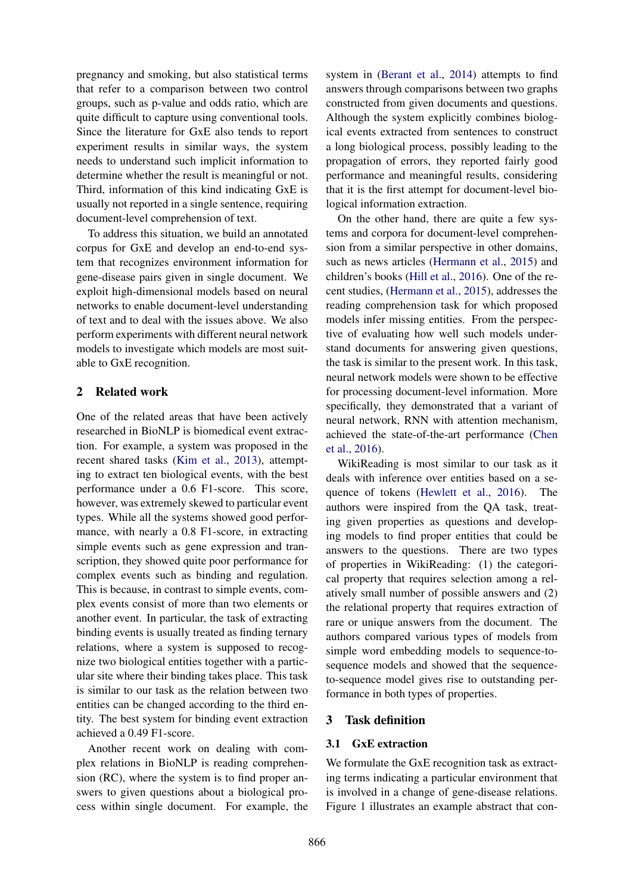pregnancy and smoking, but also statistical terms that refer to a comparison between two control groups, such as p-value and odds ratio, which are quite difficult to capture using conventional tools. Since the literature for GxE also tends to report experiment results in similar ways, the system needs to understand such implicit information to determine whether the result is meaningful or not. Third, information of this kind indicating GxE is usually not reported in a single sentence, requiring document-level comprehension of text.

To address this situation, we build an annotated corpus for GxE and develop an end-to-end system that recognizes environment information for gene-disease pairs given in single document. We exploit high-dimensional models based on neural networks to enable document-level understanding of text and to deal with the issues above. We also perform experiments with different neural network models to investigate which models are most suitable to GxE recognition.

## 2 Related work

One of the related areas that have been actively researched in BioNLP is biomedical event extraction. For example, a system was proposed in the recent shared tasks (Kim et al., 2013), attempting to extract ten biological events, with the best performance under a 0.6 F1-score. This score, however, was extremely skewed to particular event types. While all the systems showed good performance, with nearly a 0.8 F1-score, in extracting simple events such as gene expression and transcription, they showed quite poor performance for complex events such as binding and regulation. This is because, in contrast to simple events, complex events consist of more than two elements or another event. In particular, the task of extracting binding events is usually treated as finding ternary relations, where a system is supposed to recognize two biological entities together with a particular site where their binding takes place. This task is similar to our task as the relation between two entities can be changed according to the third entity. The best system for binding event extraction achieved a 0.49 F1-score.

Another recent work on dealing with complex relations in BioNLP is reading comprehension (RC), where the system is to find proper answers to given questions about a biological process within single document. For example, the system in (Berant et al., 2014) attempts to find answers through comparisons between two graphs constructed from given documents and questions. Although the system explicitly combines biological events extracted from sentences to construct a long biological process, possibly leading to the propagation of errors, they reported fairly good performance and meaningful results, considering that it is the first attempt for document-level biological information extraction.

On the other hand, there are quite a few systems and corpora for document-level comprehension from a similar perspective in other domains, such as news articles (Hermann et al., 2015) and children's books (Hill et al., 2016). One of the recent studies, (Hermann et al., 2015), addresses the reading comprehension task for which proposed models infer missing entities. From the perspective of evaluating how well such models understand documents for answering given questions, the task is similar to the present work. In this task, neural network models were shown to be effective for processing document-level information. More specifically, they demonstrated that a variant of neural network, RNN with attention mechanism, achieved the state-of-the-art performance (Chen et al., 2016).

WikiReading is most similar to our task as it deals with inference over entities based on a sequence of tokens (Hewlett et al., 2016). The authors were inspired from the QA task, treating given properties as questions and developing models to find proper entities that could be answers to the questions. There are two types of properties in WikiReading: (1) the categorical property that requires selection among a relatively small number of possible answers and (2) the relational property that requires extraction of rare or unique answers from the document. The authors compared various types of models from simple word embedding models to sequence-to-sequence models and showed that the sequence-to-sequence model gives rise to outstanding performance in both types of properties.

## 3 Task definition

### 3.1 GxE extraction

We formulate the GxE recognition task as extracting terms indicating a particular environment that is involved in a change of gene-disease relations. Figure 1 illustrates an example abstract that con-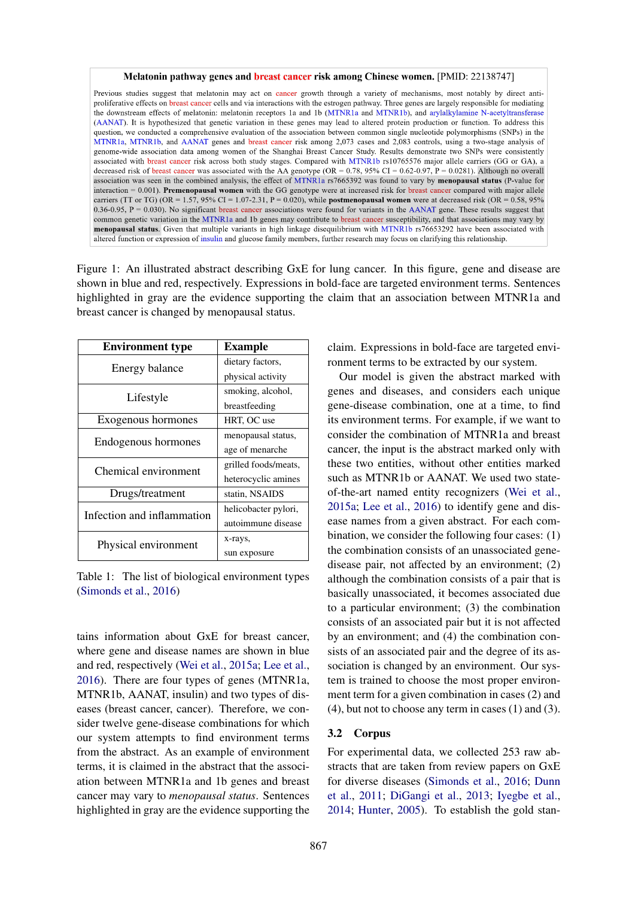**Melatonin pathway genes and breast cancer risk among Chinese women.** [PMID: 22138747]

Previous studies suggest that melatonin may act on cancer growth through a variety of mechanisms, most notably by direct anti-proliferative effects on breast cancer cells and via interactions with the estrogen pathway. Three genes are largely responsible for mediating the downstream effects of melatonin: melatonin receptors 1a and 1b (MTNR1a and MTNR1b), and arylalkylamine N-acetyltransferase (AANAT). It is hypothesized that genetic variation in these genes may lead to altered protein production or function. To address this question, we conducted a comprehensive evaluation of the association between common single nucleotide polymorphisms (SNPs) in the MTNR1a, MTNR1b, and AANAT genes and breast cancer risk among 2,073 cases and 2,083 controls, using a two-stage analysis of genome-wide association data among women of the Shanghai Breast Cancer Study. Results demonstrate two SNPs were consistently associated with breast cancer risk across both study stages. Compared with MTNR1b rs10765576 major allele carriers (GG or GA), a decreased risk of breast cancer was associated with the AA genotype (OR = 0.78, 95% CI = 0.62-0.97, P = 0.0281). Although no overall association was seen in the combined analysis, the effect of MTNR1a rs7665392 was found to vary by **menopausal status** (P-value for interaction = 0.001). **Premenopausal women** with the GG genotype were at increased risk for breast cancer compared with major allele carriers (TT or TG) (OR = 1.57, 95% CI = 1.07-2.31, P = 0.020), while **postmenopausal women** were at decreased risk (OR = 0.58, 95% 0.36-0.95, P = 0.030). No significant breast cancer associations were found for variants in the AANAT gene. These results suggest that common genetic variation in the MTNR1a and 1b genes may contribute to breast cancer susceptibility, and that associations may vary by **menopausal status**. Given that multiple variants in high linkage disequilibrium with MTNR1b rs76653292 have been associated with altered function or expression of insulin and glucose family members, further research may focus on clarifying this relationship.

Figure 1: An illustrated abstract describing GxE for lung cancer. In this figure, gene and disease are shown in blue and red, respectively. Expressions in bold-face are targeted environment terms. Sentences highlighted in gray are the evidence supporting the claim that an association between MTNR1a and breast cancer is changed by menopausal status.

| Environment type | Example |
|---|---|
| Energy balance | dietary factors, physical activity |
| Lifestyle | smoking, alcohol, breastfeeding |
| Exogenous hormones | HRT, OC use |
| Endogenous hormones | menopausal status, age of menarche |
| Chemical environment | grilled foods/meats, heterocyclic amines |
| Drugs/treatment | statin, NSAIDS |
| Infection and inflammation | helicobacter pylori, autoimmune disease |
| Physical environment | x-rays, sun exposure |

Table 1: The list of biological environment types (Simonds et al., 2016)

tains information about GxE for breast cancer, where gene and disease names are shown in blue and red, respectively (Wei et al., 2015a; Lee et al., 2016). There are four types of genes (MTNR1a, MTNR1b, AANAT, insulin) and two types of diseases (breast cancer, cancer). Therefore, we consider twelve gene-disease combinations for which our system attempts to find environment terms from the abstract. As an example of environment terms, it is claimed in the abstract that the association between MTNR1a and 1b genes and breast cancer may vary to *menopausal status*. Sentences highlighted in gray are the evidence supporting the claim. Expressions in bold-face are targeted environment terms to be extracted by our system.

Our model is given the abstract marked with genes and diseases, and considers each unique gene-disease combination, one at a time, to find its environment terms. For example, if we want to consider the combination of MTNR1a and breast cancer, the input is the abstract marked only with these two entities, without other entities marked such as MTNR1b or AANAT. We used two state-of-the-art named entity recognizers (Wei et al., 2015a; Lee et al., 2016) to identify gene and disease names from a given abstract. For each combination, we consider the following four cases: (1) the combination consists of an unassociated gene-disease pair, not affected by an environment; (2) although the combination consists of a pair that is basically unassociated, it becomes associated due to a particular environment; (3) the combination consists of an associated pair but it is not affected by an environment; and (4) the combination consists of an associated pair and the degree of its association is changed by an environment. Our system is trained to choose the most proper environment term for a given combination in cases (2) and (4), but not to choose any term in cases (1) and (3).

### 3.2 Corpus

For experimental data, we collected 253 raw abstracts that are taken from review papers on GxE for diverse diseases (Simonds et al., 2016; Dunn et al., 2011; DiGangi et al., 2013; Iyegbe et al., 2014; Hunter, 2005). To establish the gold stan-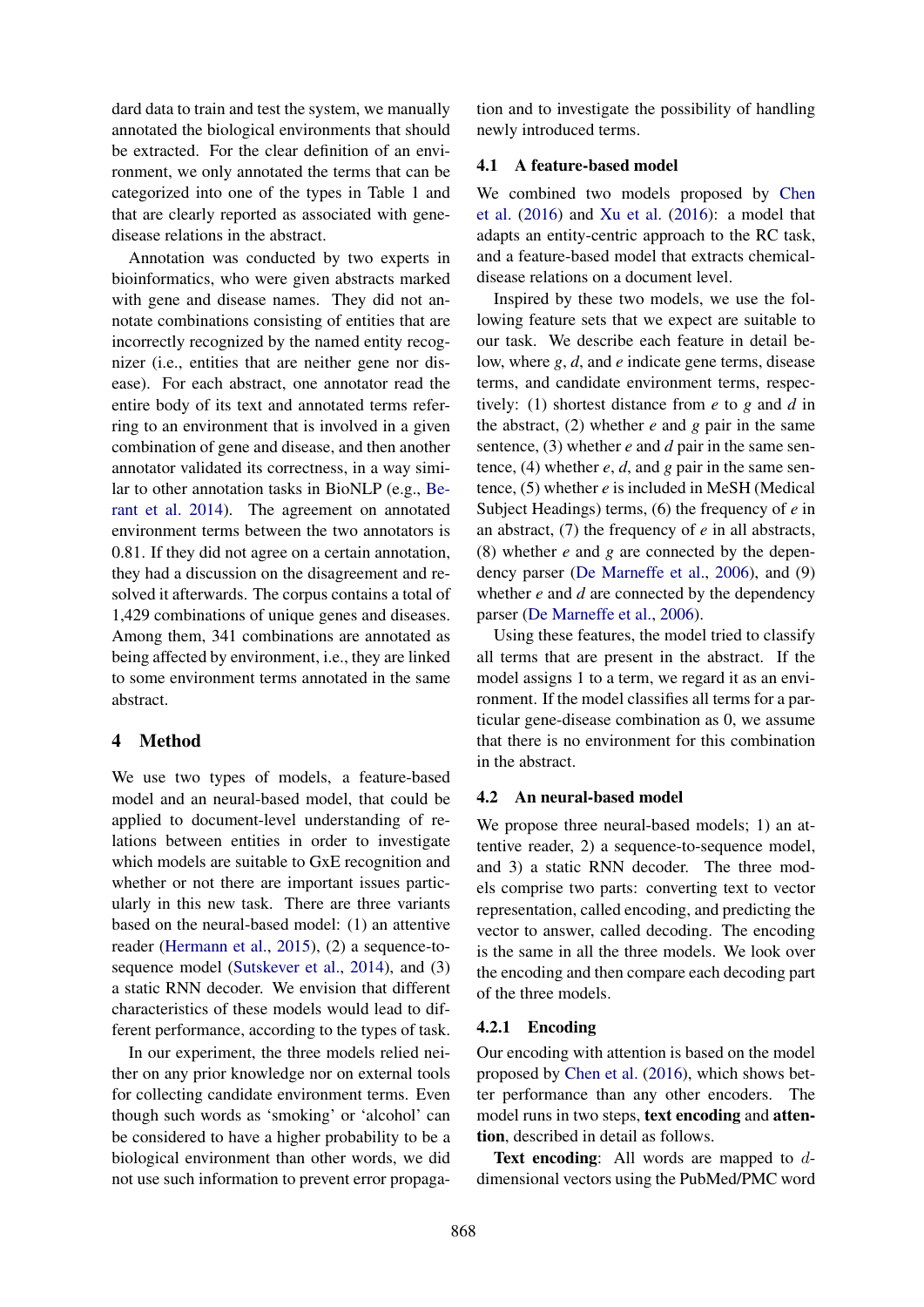dard data to train and test the system, we manually annotated the biological environments that should be extracted. For the clear definition of an environment, we only annotated the terms that can be categorized into one of the types in Table 1 and that are clearly reported as associated with gene-disease relations in the abstract.

Annotation was conducted by two experts in bioinformatics, who were given abstracts marked with gene and disease names. They did not annotate combinations consisting of entities that are incorrectly recognized by the named entity recognizer (i.e., entities that are neither gene nor disease). For each abstract, one annotator read the entire body of its text and annotated terms referring to an environment that is involved in a given combination of gene and disease, and then another annotator validated its correctness, in a way similar to other annotation tasks in BioNLP (e.g., Berant et al. 2014). The agreement on annotated environment terms between the two annotators is 0.81. If they did not agree on a certain annotation, they had a discussion on the disagreement and resolved it afterwards. The corpus contains a total of 1,429 combinations of unique genes and diseases. Among them, 341 combinations are annotated as being affected by environment, i.e., they are linked to some environment terms annotated in the same abstract.

## 4 Method

We use two types of models, a feature-based model and an neural-based model, that could be applied to document-level understanding of relations between entities in order to investigate which models are suitable to GxE recognition and whether or not there are important issues particularly in this new task. There are three variants based on the neural-based model: (1) an attentive reader (Hermann et al., 2015), (2) a sequence-to-sequence model (Sutskever et al., 2014), and (3) a static RNN decoder. We envision that different characteristics of these models would lead to different performance, according to the types of task.

In our experiment, the three models relied neither on any prior knowledge nor on external tools for collecting candidate environment terms. Even though such words as 'smoking' or 'alcohol' can be considered to have a higher probability to be a biological environment than other words, we did not use such information to prevent error propagation and to investigate the possibility of handling newly introduced terms.

### 4.1 A feature-based model

We combined two models proposed by Chen et al. (2016) and Xu et al. (2016): a model that adapts an entity-centric approach to the RC task, and a feature-based model that extracts chemical-disease relations on a document level.

Inspired by these two models, we use the following feature sets that we expect are suitable to our task. We describe each feature in detail below, where $g$, $d$, and $e$ indicate gene terms, disease terms, and candidate environment terms, respectively: (1) shortest distance from $e$ to $g$ and $d$ in the abstract, (2) whether $e$ and $g$ pair in the same sentence, (3) whether $e$ and $d$ pair in the same sentence, (4) whether $e$, $d$, and $g$ pair in the same sentence, (5) whether $e$ is included in MeSH (Medical Subject Headings) terms, (6) the frequency of $e$ in an abstract, (7) the frequency of $e$ in all abstracts, (8) whether $e$ and $g$ are connected by the dependency parser (De Marneffe et al., 2006), and (9) whether $e$ and $d$ are connected by the dependency parser (De Marneffe et al., 2006).

Using these features, the model tried to classify all terms that are present in the abstract. If the model assigns 1 to a term, we regard it as an environment. If the model classifies all terms for a particular gene-disease combination as 0, we assume that there is no environment for this combination in the abstract.

### 4.2 An neural-based model

We propose three neural-based models; 1) an attentive reader, 2) a sequence-to-sequence model, and 3) a static RNN decoder. The three models comprise two parts: converting text to vector representation, called encoding, and predicting the vector to answer, called decoding. The encoding is the same in all the three models. We look over the encoding and then compare each decoding part of the three models.

#### 4.2.1 Encoding

Our encoding with attention is based on the model proposed by Chen et al. (2016), which shows better performance than any other encoders. The model runs in two steps, **text encoding** and **attention**, described in detail as follows.

**Text encoding**: All words are mapped to $d$-dimensional vectors using the PubMed/PMC word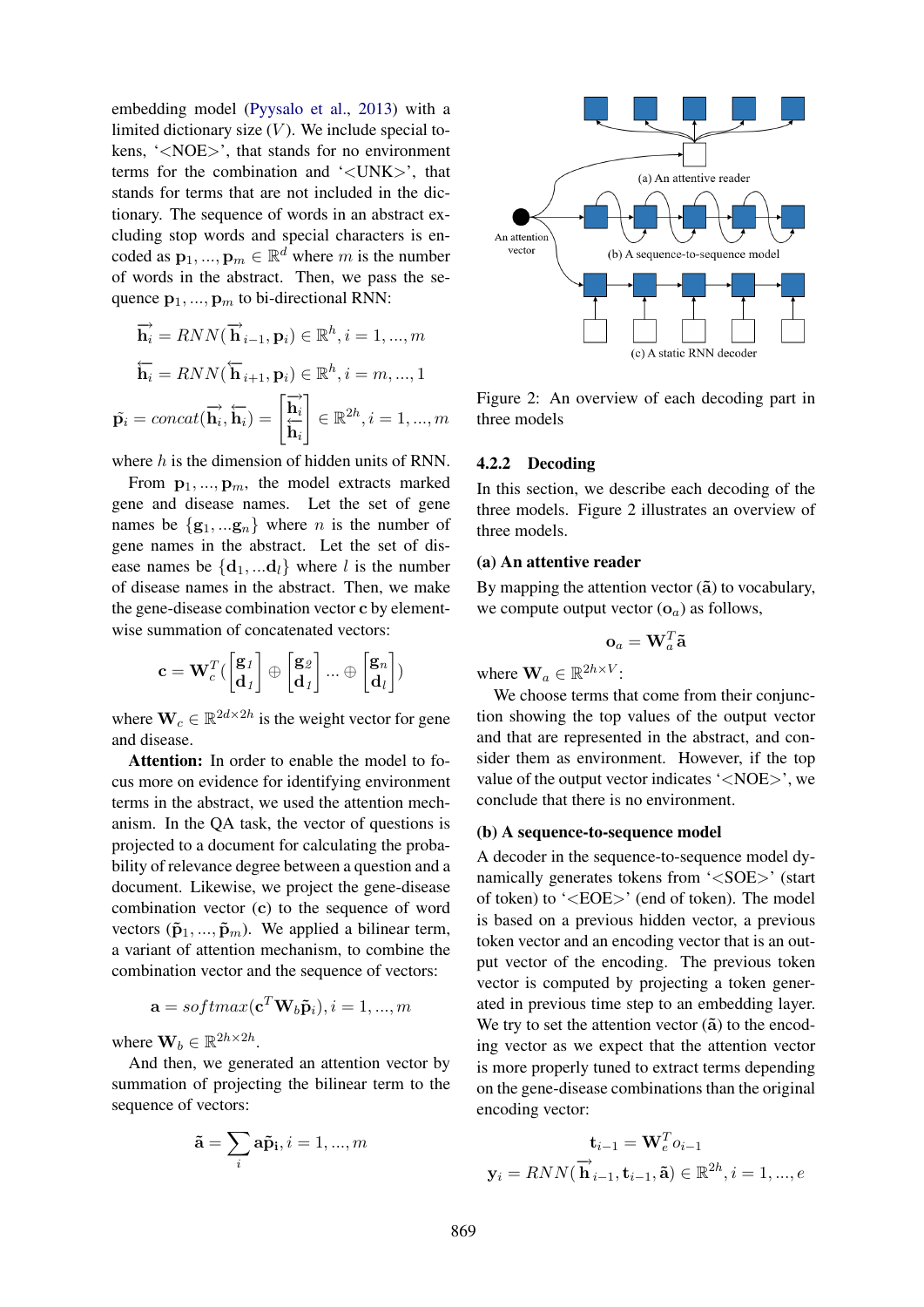embedding model (Pyysalo et al., 2013) with a limited dictionary size ($V$). We include special tokens, '<NOE>', that stands for no environment terms for the combination and '<UNK>', that stands for terms that are not included in the dictionary. The sequence of words in an abstract excluding stop words and special characters is encoded as $\mathbf{p}_1, ..., \mathbf{p}_m \in \mathbb{R}^d$ where $m$ is the number of words in the abstract. Then, we pass the sequence $\mathbf{p}_1, ..., \mathbf{p}_m$ to bi-directional RNN:

$$\overrightarrow{\mathbf{h}_i} = RNN(\overrightarrow{\mathbf{h}}_{i-1}, \mathbf{p}_i) \in \mathbb{R}^h, i = 1, ..., m$$

$$\overleftarrow{\mathbf{h}_i} = RNN(\overleftarrow{\mathbf{h}}_{i+1}, \mathbf{p}_i) \in \mathbb{R}^h, i = m, ..., 1$$

$$\tilde{\mathbf{p}_i} = concat(\overrightarrow{\mathbf{h}_i}, \overleftarrow{\mathbf{h}_i}) = \begin{bmatrix} \overrightarrow{\mathbf{h}_i} \\ \overleftarrow{\mathbf{h}_i} \end{bmatrix} \in \mathbb{R}^{2h}, i = 1, ..., m$$

where $h$ is the dimension of hidden units of RNN.

From $\mathbf{p}_1, ..., \mathbf{p}_m$, the model extracts marked gene and disease names. Let the set of gene names be $\{\mathbf{g}_1, ...\mathbf{g}_n\}$ where $n$ is the number of gene names in the abstract. Let the set of disease names be $\{\mathbf{d}_1, ...\mathbf{d}_l\}$ where $l$ is the number of disease names in the abstract. Then, we make the gene-disease combination vector $\mathbf{c}$ by element-wise summation of concatenated vectors:

$$\mathbf{c} = \mathbf{W}_c^T \left( \begin{bmatrix} \mathbf{g}_1 \\ \mathbf{d}_1 \end{bmatrix} \oplus \begin{bmatrix} \mathbf{g}_2 \\ \mathbf{d}_1 \end{bmatrix} ... \oplus \begin{bmatrix} \mathbf{g}_n \\ \mathbf{d}_l \end{bmatrix} \right)$$

where $\mathbf{W}_c \in \mathbb{R}^{2d \times 2h}$ is the weight vector for gene and disease.

**Attention:** In order to enable the model to focus more on evidence for identifying environment terms in the abstract, we used the attention mechanism. In the QA task, the vector of questions is projected to a document for calculating the probability of relevance degree between a question and a document. Likewise, we project the gene-disease combination vector ($\mathbf{c}$) to the sequence of word vectors ($\tilde{\mathbf{p}}_1, ..., \tilde{\mathbf{p}}_m$). We applied a bilinear term, a variant of attention mechanism, to combine the combination vector and the sequence of vectors:

$$\mathbf{a} = softmax(\mathbf{c}^T \mathbf{W}_b \tilde{\mathbf{p}}_i), i = 1, ..., m$$

where $\mathbf{W}_b \in \mathbb{R}^{2h \times 2h}$.

And then, we generated an attention vector by summation of projecting the bilinear term to the sequence of vectors:

$$\tilde{\mathbf{a}} = \sum_i \mathbf{a} \tilde{\mathbf{p}}_\mathbf{i}, i = 1, ..., m$$

Figure 2: An overview of each decoding part in three models

#### 4.2.2 Decoding

In this section, we describe each decoding of the three models. Figure 2 illustrates an overview of three models.

**(a) An attentive reader**

By mapping the attention vector ($\tilde{\mathbf{a}}$) to vocabulary, we compute output vector ($\mathbf{o}_a$) as follows,

$$\mathbf{o}_a = \mathbf{W}_a^T \tilde{\mathbf{a}}$$

where $\mathbf{W}_a \in \mathbb{R}^{2h \times V}$;

We choose terms that come from their conjunction showing the top values of the output vector and that are represented in the abstract, and consider them as environment. However, if the top value of the output vector indicates '<NOE>', we conclude that there is no environment.

**(b) A sequence-to-sequence model**

A decoder in the sequence-to-sequence model dynamically generates tokens from '<SOE>' (start of token) to '<EOE>' (end of token). The model is based on a previous hidden vector, a previous token vector and an encoding vector that is an output vector of the encoding. The previous token vector is computed by projecting a token generated in previous time step to an embedding layer. We try to set the attention vector ($\tilde{\mathbf{a}}$) to the encoding vector as we expect that the attention vector is more properly tuned to extract terms depending on the gene-disease combinations than the original encoding vector:

$$\mathbf{t}_{i-1} = \mathbf{W}_e^T o_{i-1}$$

$$\mathbf{y}_i = RNN(\overrightarrow{\mathbf{h}}_{i-1}, \mathbf{t}_{i-1}, \tilde{\mathbf{a}}) \in \mathbb{R}^{2h}, i = 1, ..., e$$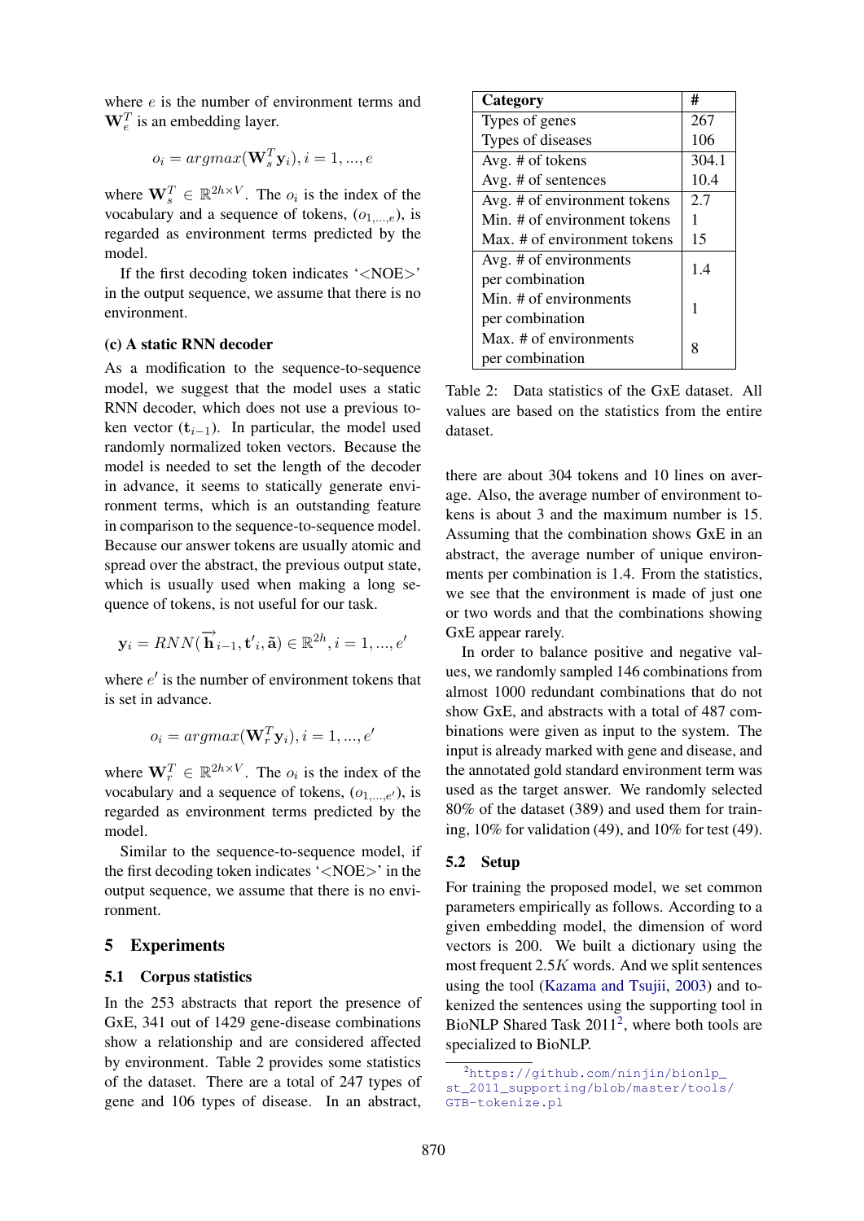where $e$ is the number of environment terms and $\mathbf{W}_e^T$ is an embedding layer.

$$o_i = argmax(\mathbf{W}_s^T \mathbf{y}_i), i = 1, ..., e$$

where $\mathbf{W}_s^T \in \mathbb{R}^{2h \times V}$. The $o_i$ is the index of the vocabulary and a sequence of tokens, $(o_{1,...,e})$, is regarded as environment terms predicted by the model.

If the first decoding token indicates '<NOE>' in the output sequence, we assume that there is no environment.

**(c) A static RNN decoder**

As a modification to the sequence-to-sequence model, we suggest that the model uses a static RNN decoder, which does not use a previous token vector ($\mathbf{t}_{i-1}$). In particular, the model used randomly normalized token vectors. Because the model is needed to set the length of the decoder in advance, it seems to statically generate environment terms, which is an outstanding feature in comparison to the sequence-to-sequence model. Because our answer tokens are usually atomic and spread over the abstract, the previous output state, which is usually used when making a long sequence of tokens, is not useful for our task.

$$\mathbf{y}_i = RNN(\overrightarrow{\mathbf{h}}_{i-1}, \mathbf{t}'_i, \tilde{\mathbf{a}}) \in \mathbb{R}^{2h}, i = 1, ..., e'$$

where $e'$ is the number of environment tokens that is set in advance.

$$o_i = argmax(\mathbf{W}_r^T \mathbf{y}_i), i = 1, ..., e'$$

where $\mathbf{W}_r^T \in \mathbb{R}^{2h \times V}$. The $o_i$ is the index of the vocabulary and a sequence of tokens, $(o_{1,...,e'})$, is regarded as environment terms predicted by the model.

Similar to the sequence-to-sequence model, if the first decoding token indicates '<NOE>' in the output sequence, we assume that there is no environment.

## 5 Experiments

### 5.1 Corpus statistics

In the 253 abstracts that report the presence of GxE, 341 out of 1429 gene-disease combinations show a relationship and are considered affected by environment. Table 2 provides some statistics of the dataset. There are a total of 247 types of gene and 106 types of disease. In an abstract,

| Category | # |
|---|---|
| Types of genes | 267 |
| Types of diseases | 106 |
| Avg. # of tokens | 304.1 |
| Avg. # of sentences | 10.4 |
| Avg. # of environment tokens | 2.7 |
| Min. # of environment tokens | 1 |
| Max. # of environment tokens | 15 |
| Avg. # of environments per combination | 1.4 |
| Min. # of environments per combination | 1 |
| Max. # of environments per combination | 8 |

Table 2: Data statistics of the GxE dataset. All values are based on the statistics from the entire dataset.

there are about 304 tokens and 10 lines on average. Also, the average number of environment tokens is about 3 and the maximum number is 15. Assuming that the combination shows GxE in an abstract, the average number of unique environments per combination is 1.4. From the statistics, we see that the environment is made of just one or two words and that the combinations showing GxE appear rarely.

In order to balance positive and negative values, we randomly sampled 146 combinations from almost 1000 redundant combinations that do not show GxE, and abstracts with a total of 487 combinations were given as input to the system. The input is already marked with gene and disease, and the annotated gold standard environment term was used as the target answer. We randomly selected 80% of the dataset (389) and used them for training, 10% for validation (49), and 10% for test (49).

### 5.2 Setup

For training the proposed model, we set common parameters empirically as follows. According to a given embedding model, the dimension of word vectors is 200. We built a dictionary using the most frequent $2.5K$ words. And we split sentences using the tool (Kazama and Tsujii, 2003) and tokenized the sentences using the supporting tool in BioNLP Shared Task 2011[2], where both tools are specialized to BioNLP.

[2] https://github.com/ninjin/bionlp_st_2011_supporting/blob/master/tools/GTB-tokenize.pl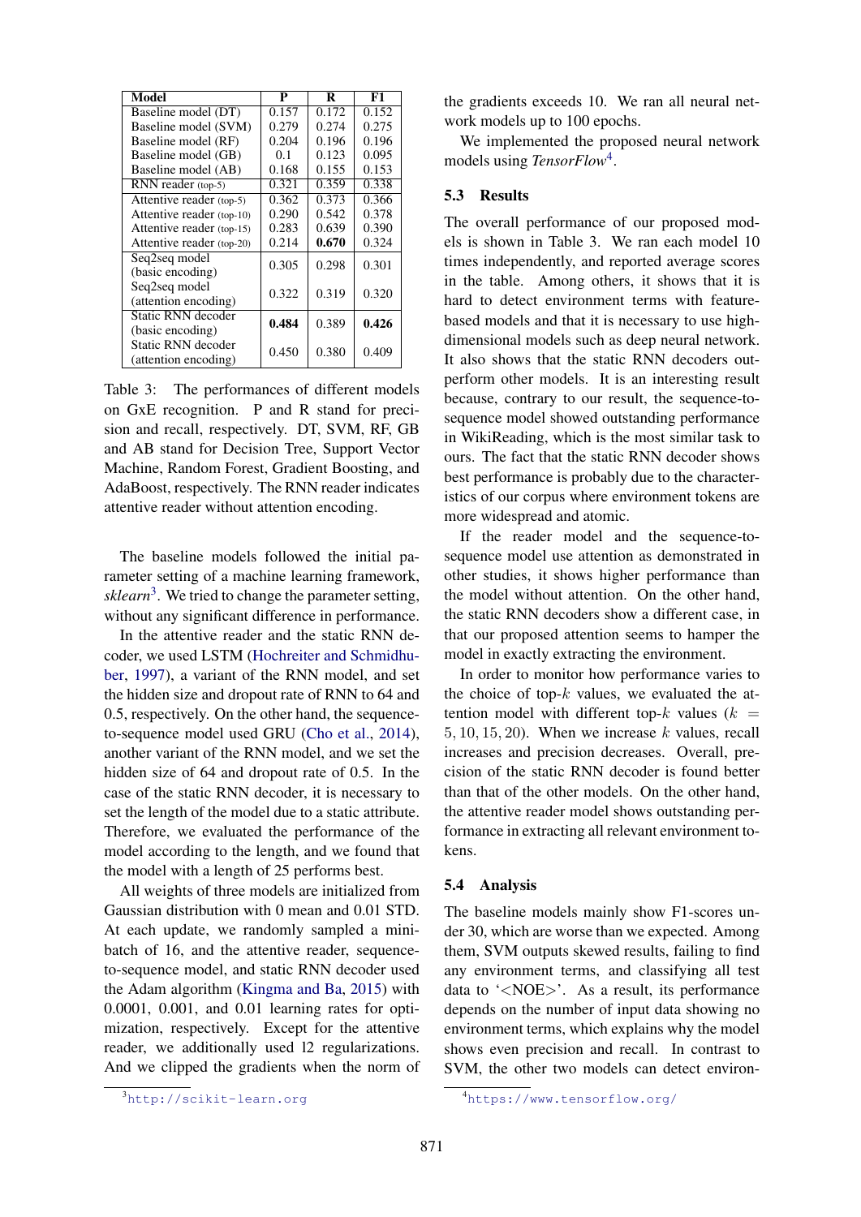| Model | P | R | F1 |
|---|---|---|---|
| Baseline model (DT) | 0.157 | 0.172 | 0.152 |
| Baseline model (SVM) | 0.279 | 0.274 | 0.275 |
| Baseline model (RF) | 0.204 | 0.196 | 0.196 |
| Baseline model (GB) | 0.1 | 0.123 | 0.095 |
| Baseline model (AB) | 0.168 | 0.155 | 0.153 |
| RNN reader (top-5) | 0.321 | 0.359 | 0.338 |
| Attentive reader (top-5) | 0.362 | 0.373 | 0.366 |
| Attentive reader (top-10) | 0.290 | 0.542 | 0.378 |
| Attentive reader (top-15) | 0.283 | 0.639 | 0.390 |
| Attentive reader (top-20) | 0.214 | **0.670** | 0.324 |
| Seq2seq model (basic encoding) | 0.305 | 0.298 | 0.301 |
| Seq2seq model (attention encoding) | 0.322 | 0.319 | 0.320 |
| Static RNN decoder (basic encoding) | **0.484** | 0.389 | **0.426** |
| Static RNN decoder (attention encoding) | 0.450 | 0.380 | 0.409 |

Table 3: The performances of different models on GxE recognition. P and R stand for precision and recall, respectively. DT, SVM, RF, GB and AB stand for Decision Tree, Support Vector Machine, Random Forest, Gradient Boosting, and AdaBoost, respectively. The RNN reader indicates attentive reader without attention encoding.

The baseline models followed the initial parameter setting of a machine learning framework, *sklearn*[3]. We tried to change the parameter setting, without any significant difference in performance.

In the attentive reader and the static RNN decoder, we used LSTM (Hochreiter and Schmidhuber, 1997), a variant of the RNN model, and set the hidden size and dropout rate of RNN to 64 and 0.5, respectively. On the other hand, the sequence-to-sequence model used GRU (Cho et al., 2014), another variant of the RNN model, and we set the hidden size of 64 and dropout rate of 0.5. In the case of the static RNN decoder, it is necessary to set the length of the model due to a static attribute. Therefore, we evaluated the performance of the model according to the length, and we found that the model with a length of 25 performs best.

All weights of three models are initialized from Gaussian distribution with 0 mean and 0.01 STD. At each update, we randomly sampled a mini-batch of 16, and the attentive reader, sequence-to-sequence model, and static RNN decoder used the Adam algorithm (Kingma and Ba, 2015) with 0.0001, 0.001, and 0.01 learning rates for optimization, respectively. Except for the attentive reader, we additionally used l2 regularizations. And we clipped the gradients when the norm of the gradients exceeds 10. We ran all neural network models up to 100 epochs.

We implemented the proposed neural network models using *TensorFlow*[4].

[3] http://scikit-learn.org

[4] https://www.tensorflow.org/

### 5.3 Results

The overall performance of our proposed models is shown in Table 3. We ran each model 10 times independently, and reported average scores in the table. Among others, it shows that it is hard to detect environment terms with feature-based models and that it is necessary to use high-dimensional models such as deep neural network. It also shows that the static RNN decoders outperform other models. It is an interesting result because, contrary to our result, the sequence-to-sequence model showed outstanding performance in WikiReading, which is the most similar task to ours. The fact that the static RNN decoder shows best performance is probably due to the characteristics of our corpus where environment tokens are more widespread and atomic.

If the reader model and the sequence-to-sequence model use attention as demonstrated in other studies, it shows higher performance than the model without attention. On the other hand, the static RNN decoders show a different case, in that our proposed attention seems to hamper the model in exactly extracting the environment.

In order to monitor how performance varies to the choice of top-$k$ values, we evaluated the attention model with different top-$k$ values ($k = 5, 10, 15, 20$). When we increase $k$ values, recall increases and precision decreases. Overall, precision of the static RNN decoder is found better than that of the other models. On the other hand, the attentive reader model shows outstanding performance in extracting all relevant environment tokens.

### 5.4 Analysis

The baseline models mainly show F1-scores under 30, which are worse than we expected. Among them, SVM outputs skewed results, failing to find any environment terms, and classifying all test data to '<NOE>'. As a result, its performance depends on the number of input data showing no environment terms, which explains why the model shows even precision and recall. In contrast to SVM, the other two models can detect environ-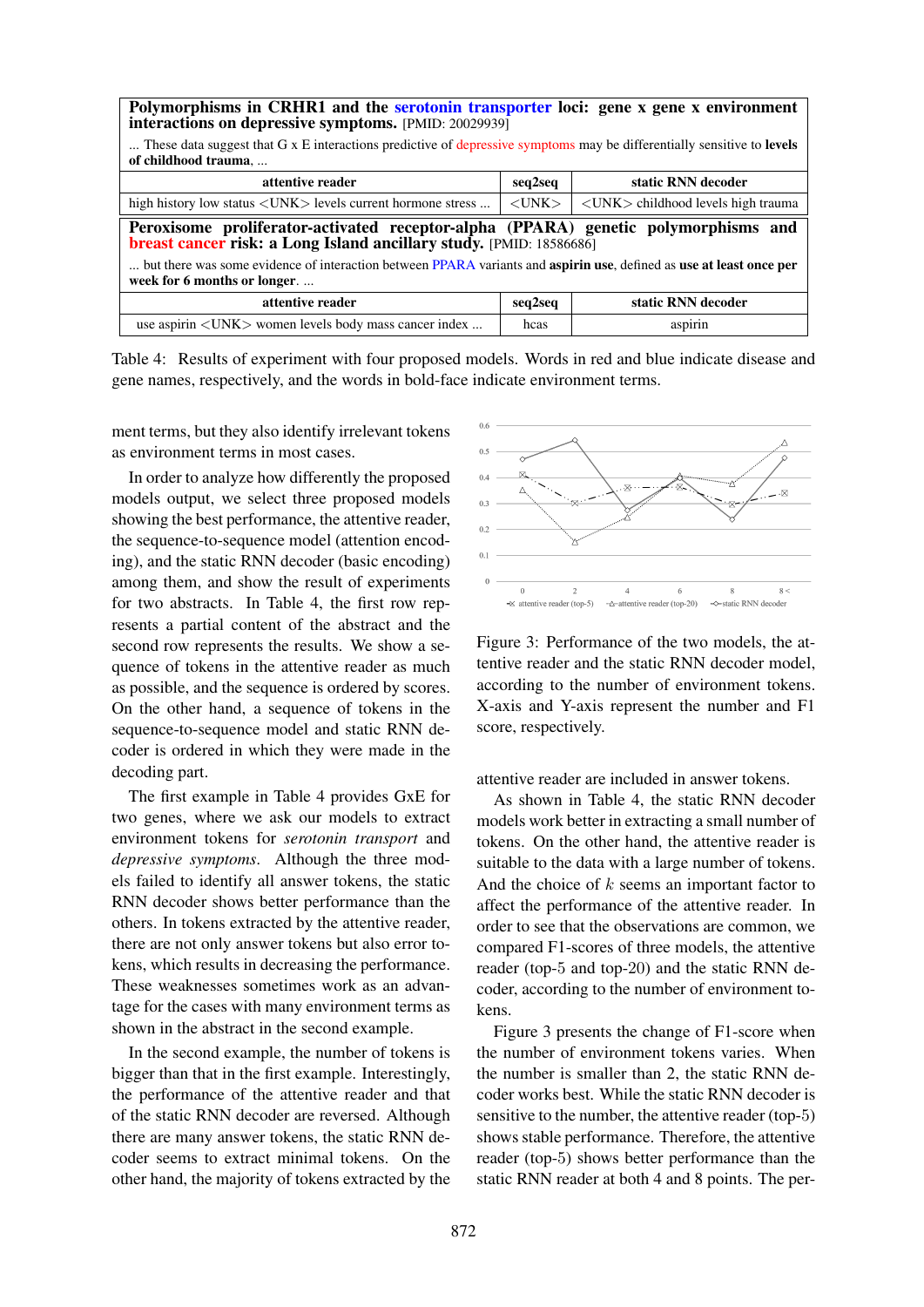| **Polymorphisms in CRHR1 and the serotonin transporter loci: gene x gene x environment interactions on depressive symptoms.** [PMID: 20029939] ... These data suggest that G x E interactions predictive of depressive symptoms may be differentially sensitive to **levels of childhood trauma**, ... | | |
|---|---|---|
| **attentive reader** | **seq2seq** | **static RNN decoder** |
| high history low status <UNK> levels current hormone stress ... | <UNK> | <UNK> childhood levels high trauma |
| **Peroxisome proliferator-activated receptor-alpha (PPARA) genetic polymorphisms and breast cancer risk: a Long Island ancillary study.** [PMID: 18586686] ... but there was some evidence of interaction between PPARA variants and **aspirin use**, defined as **use at least once per week for 6 months or longer**. ... | | |
| **attentive reader** | **seq2seq** | **static RNN decoder** |
| use aspirin <UNK> women levels body mass cancer index ... | hcas | aspirin |

Table 4: Results of experiment with four proposed models. Words in red and blue indicate disease and gene names, respectively, and the words in bold-face indicate environment terms.

ment terms, but they also identify irrelevant tokens as environment terms in most cases.

In order to analyze how differently the proposed models output, we select three proposed models showing the best performance, the attentive reader, the sequence-to-sequence model (attention encoding), and the static RNN decoder (basic encoding) among them, and show the result of experiments for two abstracts. In Table 4, the first row represents a partial content of the abstract and the second row represents the results. We show a sequence of tokens in the attentive reader as much as possible, and the sequence is ordered by scores. On the other hand, a sequence of tokens in the sequence-to-sequence model and static RNN decoder is ordered in which they were made in the decoding part.

The first example in Table 4 provides GxE for two genes, where we ask our models to extract environment tokens for *serotonin transport* and *depressive symptoms*. Although the three models failed to identify all answer tokens, the static RNN decoder shows better performance than the others. In tokens extracted by the attentive reader, there are not only answer tokens but also error tokens, which results in decreasing the performance. These weaknesses sometimes work as an advantage for the cases with many environment terms as shown in the abstract in the second example.

In the second example, the number of tokens is bigger than that in the first example. Interestingly, the performance of the attentive reader and that of the static RNN decoder are reversed. Although there are many answer tokens, the static RNN decoder seems to extract minimal tokens. On the other hand, the majority of tokens extracted by the attentive reader are included in answer tokens.

Figure 3: Performance of the two models, the attentive reader and the static RNN decoder model, according to the number of environment tokens. X-axis and Y-axis represent the number and F1 score, respectively.

As shown in Table 4, the static RNN decoder models work better in extracting a small number of tokens. On the other hand, the attentive reader is suitable to the data with a large number of tokens. And the choice of $k$ seems an important factor to affect the performance of the attentive reader. In order to see that the observations are common, we compared F1-scores of three models, the attentive reader (top-5 and top-20) and the static RNN decoder, according to the number of environment tokens.

Figure 3 presents the change of F1-score when the number of environment tokens varies. When the number is smaller than 2, the static RNN decoder works best. While the static RNN decoder is sensitive to the number, the attentive reader (top-5) shows stable performance. Therefore, the attentive reader (top-5) shows better performance than the static RNN reader at both 4 and 8 points. The per-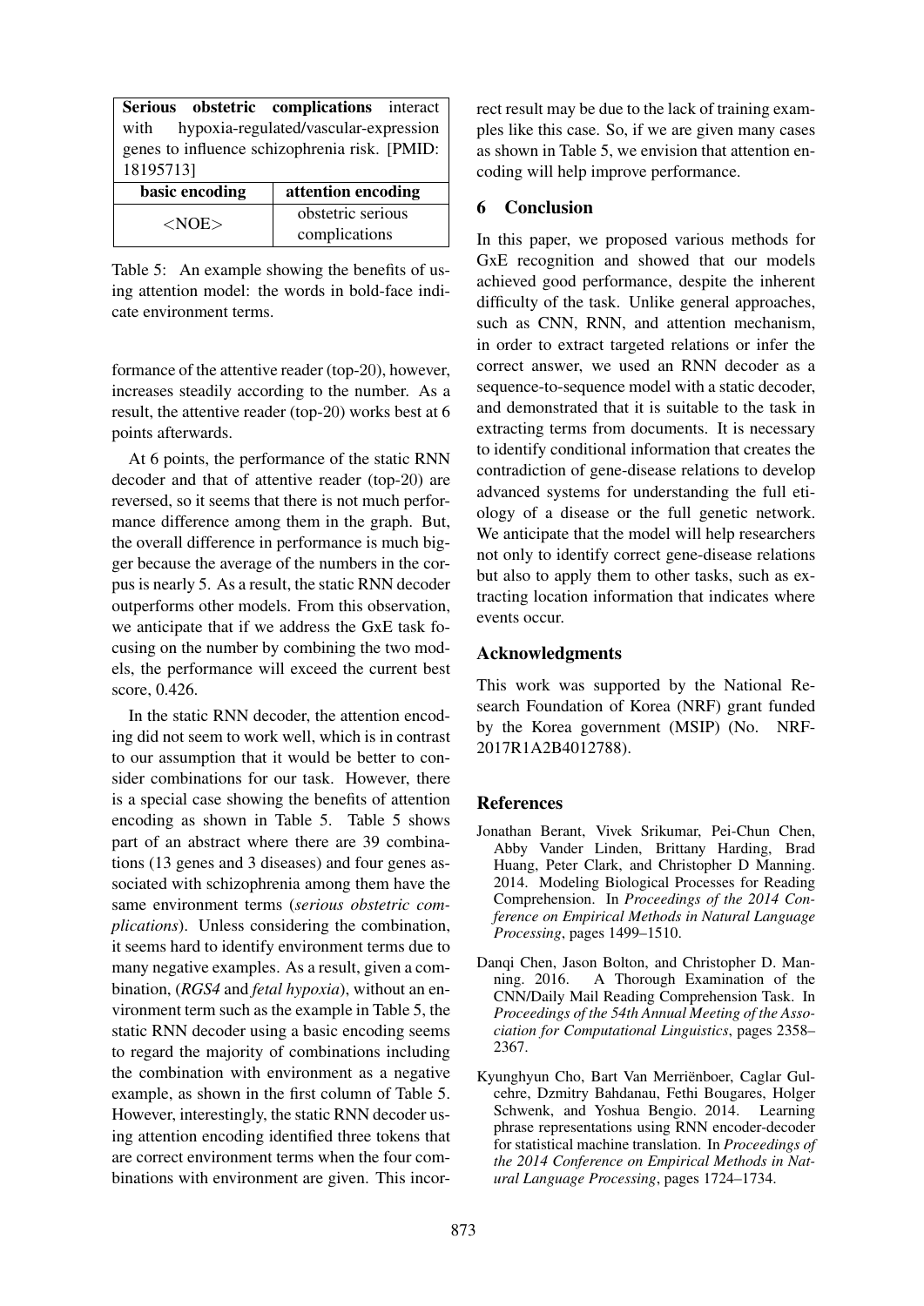| **Serious obstetric complications** interact with hypoxia-regulated/vascular-expression genes to influence schizophrenia risk. [PMID: 18195713] | |
|---|---|
| **basic encoding** | **attention encoding** |
| <NOE> | obstetric serious complications |

Table 5: An example showing the benefits of using attention model: the words in bold-face indicate environment terms.

formance of the attentive reader (top-20), however, increases steadily according to the number. As a result, the attentive reader (top-20) works best at 6 points afterwards.

At 6 points, the performance of the static RNN decoder and that of attentive reader (top-20) are reversed, so it seems that there is not much performance difference among them in the graph. But, the overall difference in performance is much bigger because the average of the numbers in the corpus is nearly 5. As a result, the static RNN decoder outperforms other models. From this observation, we anticipate that if we address the GxE task focusing on the number by combining the two models, the performance will exceed the current best score, 0.426.

In the static RNN decoder, the attention encoding did not seem to work well, which is in contrast to our assumption that it would be better to consider combinations for our task. However, there is a special case showing the benefits of attention encoding as shown in Table 5. Table 5 shows part of an abstract where there are 39 combinations (13 genes and 3 diseases) and four genes associated with schizophrenia among them have the same environment terms (*serious obstetric complications*). Unless considering the combination, it seems hard to identify environment terms due to many negative examples. As a result, given a combination, (*RGS4* and *fetal hypoxia*), without an environment term such as the example in Table 5, the static RNN decoder using a basic encoding seems to regard the majority of combinations including the combination with environment as a negative example, as shown in the first column of Table 5. However, interestingly, the static RNN decoder using attention encoding identified three tokens that are correct environment terms when the four combinations with environment are given. This incorrect result may be due to the lack of training examples like this case. So, if we are given many cases as shown in Table 5, we envision that attention encoding will help improve performance.

## 6 Conclusion

In this paper, we proposed various methods for GxE recognition and showed that our models achieved good performance, despite the inherent difficulty of the task. Unlike general approaches, such as CNN, RNN, and attention mechanism, in order to extract targeted relations or infer the correct answer, we used an RNN decoder as a sequence-to-sequence model with a static decoder, and demonstrated that it is suitable to the task in extracting terms from documents. It is necessary to identify conditional information that creates the contradiction of gene-disease relations to develop advanced systems for understanding the full etiology of a disease or the full genetic network. We anticipate that the model will help researchers not only to identify correct gene-disease relations but also to apply them to other tasks, such as extracting location information that indicates where events occur.

## Acknowledgments

This work was supported by the National Research Foundation of Korea (NRF) grant funded by the Korea government (MSIP) (No. NRF-2017R1A2B4012788).

## References

Jonathan Berant, Vivek Srikumar, Pei-Chun Chen, Abby Vander Linden, Brittany Harding, Brad Huang, Peter Clark, and Christopher D Manning. 2014. Modeling Biological Processes for Reading Comprehension. In *Proceedings of the 2014 Conference on Empirical Methods in Natural Language Processing*, pages 1499–1510.

Danqi Chen, Jason Bolton, and Christopher D. Manning. 2016. A Thorough Examination of the CNN/Daily Mail Reading Comprehension Task. In *Proceedings of the 54th Annual Meeting of the Association for Computational Linguistics*, pages 2358–2367.

Kyunghyun Cho, Bart Van Merriënboer, Caglar Gulcehre, Dzmitry Bahdanau, Fethi Bougares, Holger Schwenk, and Yoshua Bengio. 2014. Learning phrase representations using RNN encoder-decoder for statistical machine translation. In *Proceedings of the 2014 Conference on Empirical Methods in Natural Language Processing*, pages 1724–1734.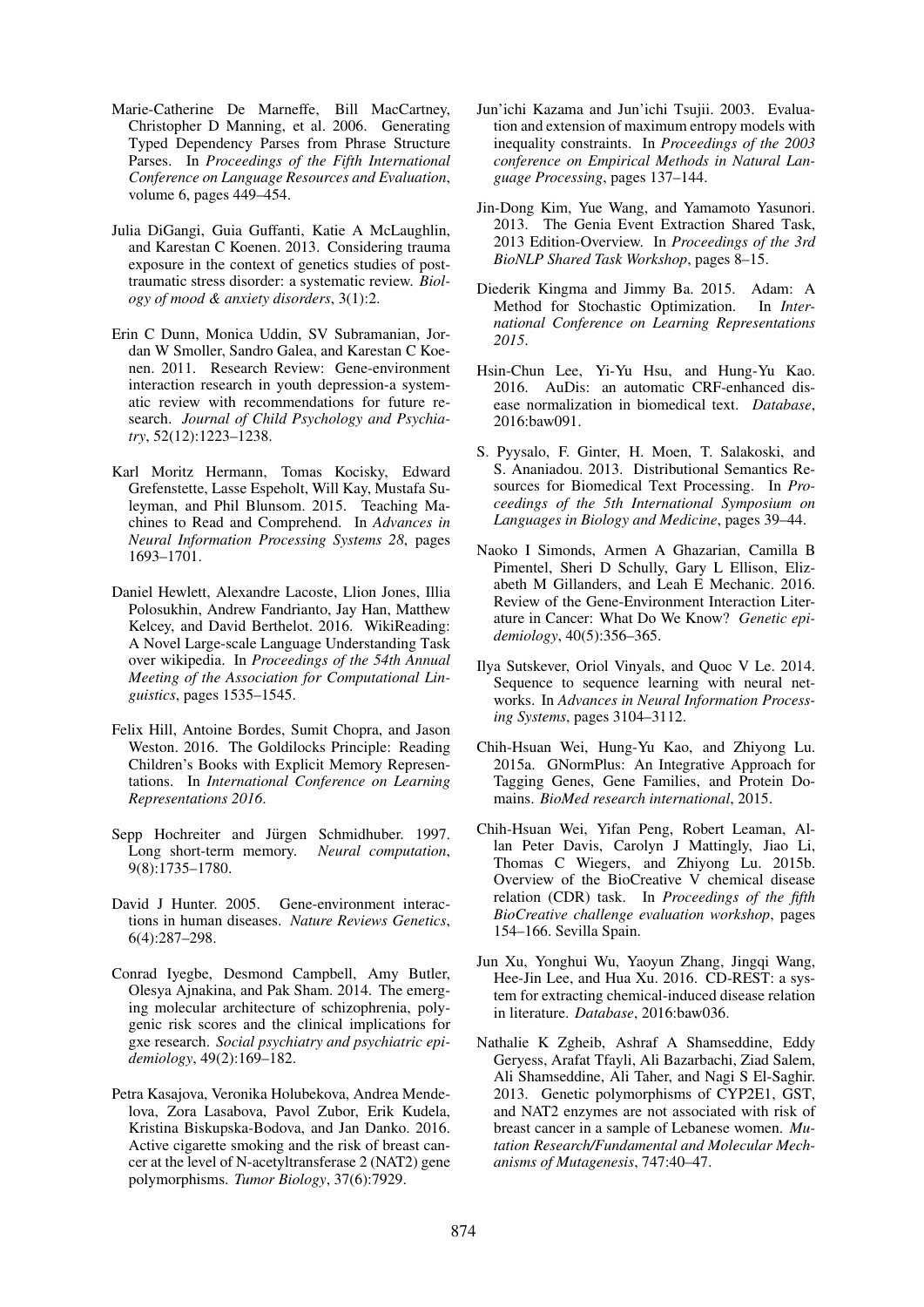Marie-Catherine De Marneffe, Bill MacCartney, Christopher D Manning, et al. 2006. Generating Typed Dependency Parses from Phrase Structure Parses. In *Proceedings of the Fifth International Conference on Language Resources and Evaluation*, volume 6, pages 449–454.

Julia DiGangi, Guia Guffanti, Katie A McLaughlin, and Karestan C Koenen. 2013. Considering trauma exposure in the context of genetics studies of posttraumatic stress disorder: a systematic review. *Biology of mood & anxiety disorders*, 3(1):2.

Erin C Dunn, Monica Uddin, SV Subramanian, Jordan W Smoller, Sandro Galea, and Karestan C Koenen. 2011. Research Review: Gene-environment interaction research in youth depression-a systematic review with recommendations for future research. *Journal of Child Psychology and Psychiatry*, 52(12):1223–1238.

Karl Moritz Hermann, Tomas Kocisky, Edward Grefenstette, Lasse Espeholt, Will Kay, Mustafa Suleyman, and Phil Blunsom. 2015. Teaching Machines to Read and Comprehend. In *Advances in Neural Information Processing Systems 28*, pages 1693–1701.

Daniel Hewlett, Alexandre Lacoste, Llion Jones, Illia Polosukhin, Andrew Fandrianto, Jay Han, Matthew Kelcey, and David Berthelot. 2016. WikiReading: A Novel Large-scale Language Understanding Task over wikipedia. In *Proceedings of the 54th Annual Meeting of the Association for Computational Linguistics*, pages 1535–1545.

Felix Hill, Antoine Bordes, Sumit Chopra, and Jason Weston. 2016. The Goldilocks Principle: Reading Children's Books with Explicit Memory Representations. In *International Conference on Learning Representations 2016*.

Sepp Hochreiter and Jürgen Schmidhuber. 1997. Long short-term memory. *Neural computation*, 9(8):1735–1780.

David J Hunter. 2005. Gene-environment interactions in human diseases. *Nature Reviews Genetics*, 6(4):287–298.

Conrad Iyegbe, Desmond Campbell, Amy Butler, Olesya Ajnakina, and Pak Sham. 2014. The emerging molecular architecture of schizophrenia, polygenic risk scores and the clinical implications for gxe research. *Social psychiatry and psychiatric epidemiology*, 49(2):169–182.

Petra Kasajova, Veronika Holubekova, Andrea Mendelova, Zora Lasabova, Pavol Zubor, Erik Kudela, Kristina Biskupska-Bodova, and Jan Danko. 2016. Active cigarette smoking and the risk of breast cancer at the level of N-acetyltransferase 2 (NAT2) gene polymorphisms. *Tumor Biology*, 37(6):7929.

Jun'ichi Kazama and Jun'ichi Tsujii. 2003. Evaluation and extension of maximum entropy models with inequality constraints. In *Proceedings of the 2003 conference on Empirical Methods in Natural Language Processing*, pages 137–144.

Jin-Dong Kim, Yue Wang, and Yamamoto Yasunori. 2013. The Genia Event Extraction Shared Task, 2013 Edition-Overview. In *Proceedings of the 3rd BioNLP Shared Task Workshop*, pages 8–15.

Diederik Kingma and Jimmy Ba. 2015. Adam: A Method for Stochastic Optimization. In *International Conference on Learning Representations 2015*.

Hsin-Chun Lee, Yi-Yu Hsu, and Hung-Yu Kao. 2016. AuDis: an automatic CRF-enhanced disease normalization in biomedical text. *Database*, 2016:baw091.

S. Pyysalo, F. Ginter, H. Moen, T. Salakoski, and S. Ananiadou. 2013. Distributional Semantics Resources for Biomedical Text Processing. In *Proceedings of the 5th International Symposium on Languages in Biology and Medicine*, pages 39–44.

Naoko I Simonds, Armen A Ghazarian, Camilla B Pimentel, Sheri D Schully, Gary L Ellison, Elizabeth M Gillanders, and Leah E Mechanic. 2016. Review of the Gene-Environment Interaction Literature in Cancer: What Do We Know? *Genetic epidemiology*, 40(5):356–365.

Ilya Sutskever, Oriol Vinyals, and Quoc V Le. 2014. Sequence to sequence learning with neural networks. In *Advances in Neural Information Processing Systems*, pages 3104–3112.

Chih-Hsuan Wei, Hung-Yu Kao, and Zhiyong Lu. 2015a. GNormPlus: An Integrative Approach for Tagging Genes, Gene Families, and Protein Domains. *BioMed research international*, 2015.

Chih-Hsuan Wei, Yifan Peng, Robert Leaman, Allan Peter Davis, Carolyn J Mattingly, Jiao Li, Thomas C Wiegers, and Zhiyong Lu. 2015b. Overview of the BioCreative V chemical disease relation (CDR) task. In *Proceedings of the fifth BioCreative challenge evaluation workshop*, pages 154–166. Sevilla Spain.

Jun Xu, Yonghui Wu, Yaoyun Zhang, Jingqi Wang, Hee-Jin Lee, and Hua Xu. 2016. CD-REST: a system for extracting chemical-induced disease relation in literature. *Database*, 2016:baw036.

Nathalie K Zgheib, Ashraf A Shamseddine, Eddy Geryess, Arafat Tfayli, Ali Bazarbachi, Ziad Salem, Ali Shamseddine, Ali Taher, and Nagi S El-Saghir. 2013. Genetic polymorphisms of CYP2E1, GST, and NAT2 enzymes are not associated with risk of breast cancer in a sample of Lebanese women. *Mutation Research/Fundamental and Molecular Mechanisms of Mutagenesis*, 747:40–47.